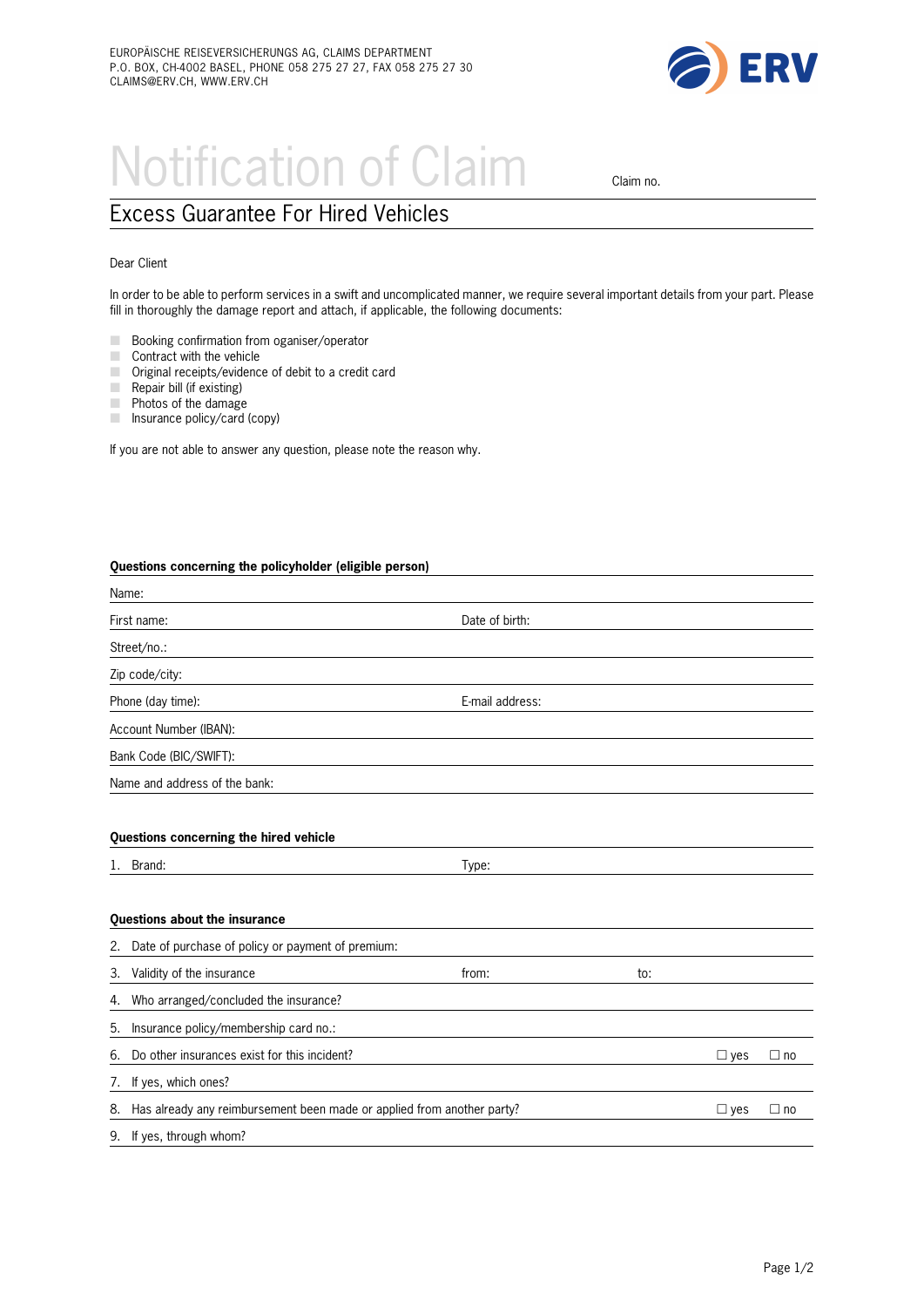EUROPÄISCHE REISEVERSICHERUNGS AG, CLAIMS DEPARTMENT
P.O. BOX, CH-4002 BASEL, PHONE 058 275 27 27, FAX 058 275 27 30
CLAIMS@ERV.CH, WWW.ERV.CH

ERV

# Notification of Claim

Claim no.

## Excess Guarantee For Hired Vehicles

Dear Client

In order to be able to perform services in a swift and uncomplicated manner, we require several important details from your part. Please fill in thoroughly the damage report and attach, if applicable, the following documents:

- Booking confirmation from organiser/operator
- Contract with the vehicle
- Original receipts/evidence of debit to a credit card
- Repair bill (if existing)
- Photos of the damage
- Insurance policy/card (copy)

If you are not able to answer any question, please note the reason why.

**Questions concerning the policyholder (eligible person)**

Name:

First name: Date of birth:

Street/no.:

Zip code/city:

Phone (day time): E-mail address:

Account Number (IBAN):

Bank Code (BIC/SWIFT):

Name and address of the bank:

**Questions concerning the hired vehicle**

1. Brand: Type:

**Questions about the insurance**

2. Date of purchase of policy or payment of premium:
3. Validity of the insurance from: to:
4. Who arranged/concluded the insurance?
5. Insurance policy/membership card no.:
6. Do other insurances exist for this incident? ☐ yes ☐ no
7. If yes, which ones?
8. Has already any reimbursement been made or applied from another party? ☐ yes ☐ no
9. If yes, through whom?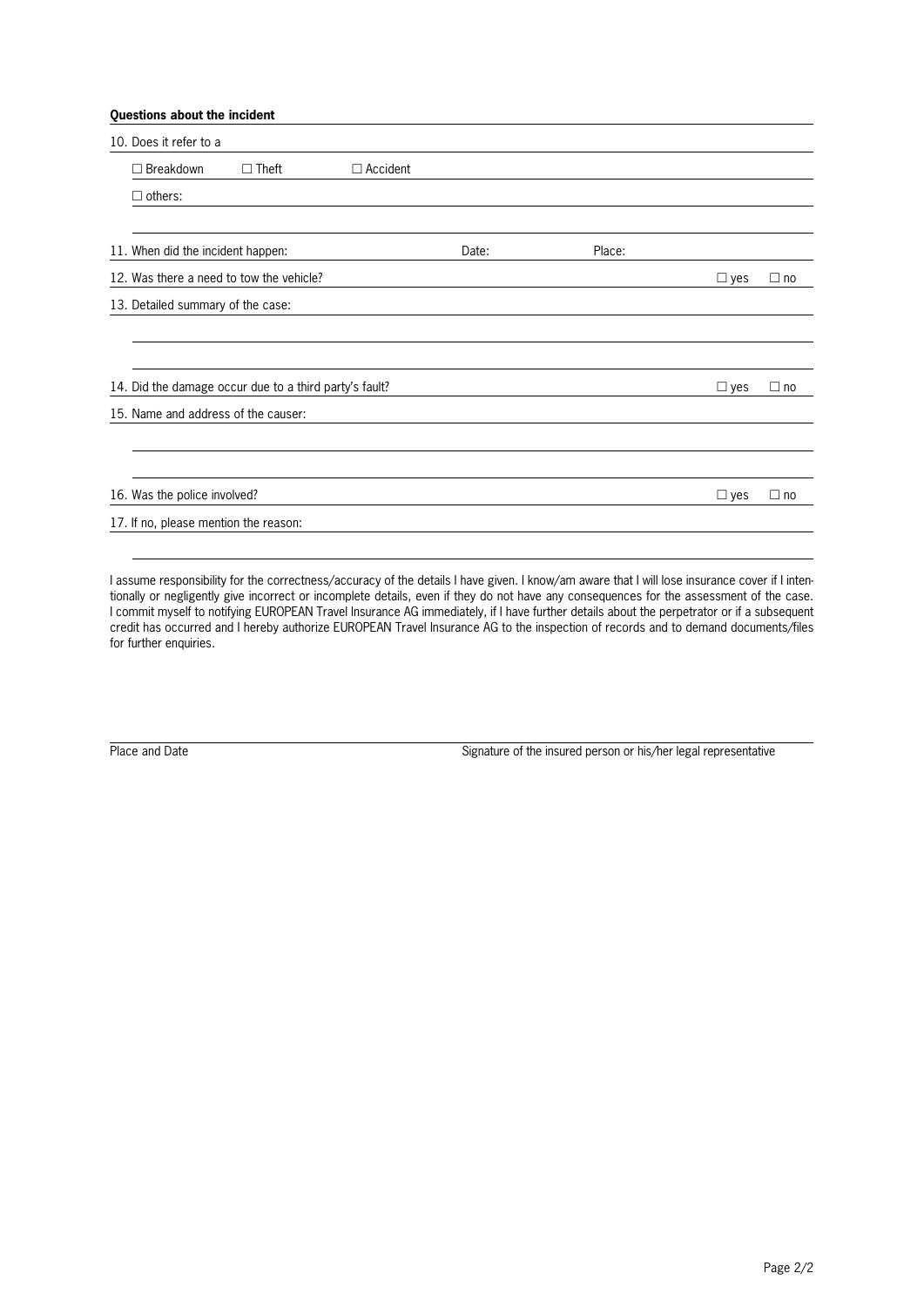**Questions about the incident**

10. Does it refer to a

☐ Breakdown ☐ Theft ☐ Accident

☐ others:

11. When did the incident happen: Date: Place:

12. Was there a need to tow the vehicle? ☐ yes ☐ no

13. Detailed summary of the case:

14. Did the damage occur due to a third party's fault? ☐ yes ☐ no

15. Name and address of the causer:

16. Was the police involved? ☐ yes ☐ no

17. If no, please mention the reason:

I assume responsibility for the correctness/accuracy of the details I have given. I know/am aware that I will lose insurance cover if I intentionally or negligently give incorrect or incomplete details, even if they do not have any consequences for the assessment of the case. I commit myself to notifying EUROPEAN Travel Insurance AG immediately, if I have further details about the perpetrator or if a subsequent credit has occurred and I hereby authorize EUROPEAN Travel Insurance AG to the inspection of records and to demand documents/files for further enquiries.

Place and Date

Signature of the insured person or his/her legal representative